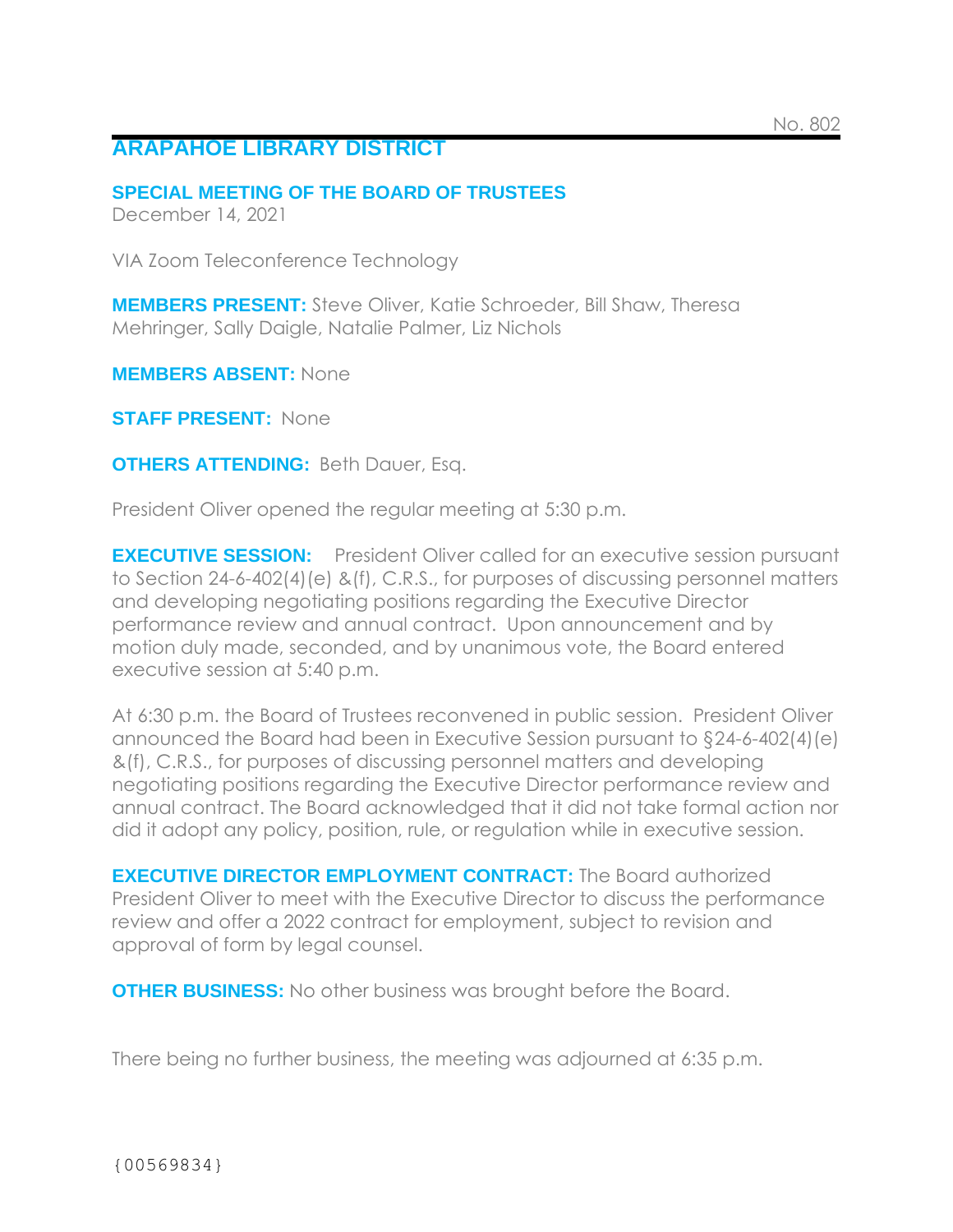No. 802

# ARAPAHOE LIBRARY DISTRICT

## SPECIAL MEETING OF THE BOARD OF TRUSTEES

December 14, 2021

VIA Zoom Teleconference Technology

**MEMBERS PRESENT:** Steve Oliver, Katie Schroeder, Bill Shaw, Theresa Mehringer, Sally Daigle, Natalie Palmer, Liz Nichols

**MEMBERS ABSENT:** None

**STAFF PRESENT:** None

**OTHERS ATTENDING:** Beth Dauer, Esq.

President Oliver opened the regular meeting at 5:30 p.m.

**EXECUTIVE SESSION:** President Oliver called for an executive session pursuant to Section 24-6-402(4)(e) &(f), C.R.S., for purposes of discussing personnel matters and developing negotiating positions regarding the Executive Director performance review and annual contract. Upon announcement and by motion duly made, seconded, and by unanimous vote, the Board entered executive session at 5:40 p.m.

At 6:30 p.m. the Board of Trustees reconvened in public session. President Oliver announced the Board had been in Executive Session pursuant to §24-6-402(4)(e) &(f), C.R.S., for purposes of discussing personnel matters and developing negotiating positions regarding the Executive Director performance review and annual contract. The Board acknowledged that it did not take formal action nor did it adopt any policy, position, rule, or regulation while in executive session.

**EXECUTIVE DIRECTOR EMPLOYMENT CONTRACT:** The Board authorized President Oliver to meet with the Executive Director to discuss the performance review and offer a 2022 contract for employment, subject to revision and approval of form by legal counsel.

**OTHER BUSINESS:** No other business was brought before the Board.

There being no further business, the meeting was adjourned at 6:35 p.m.

{00569834}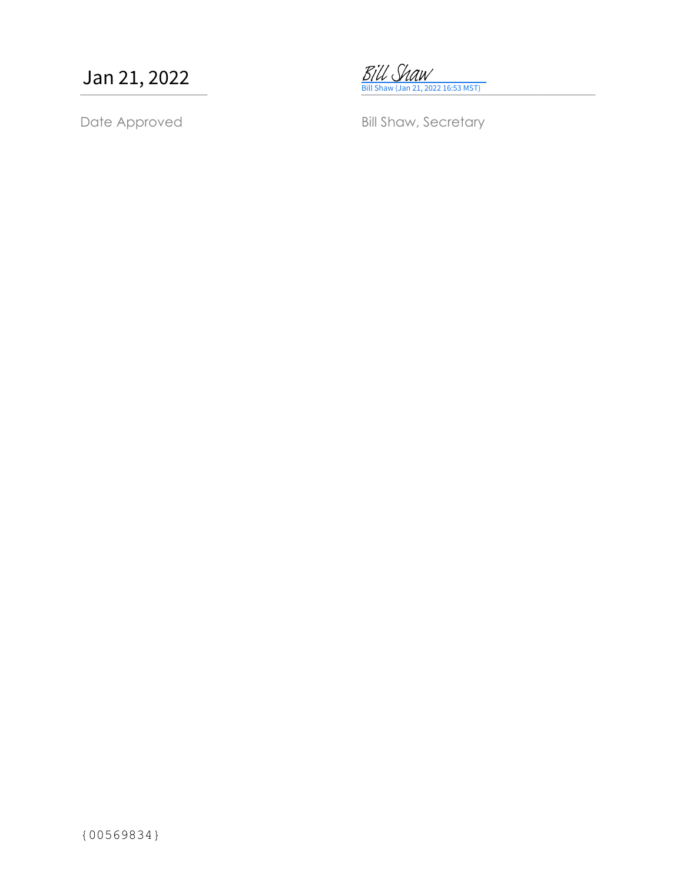| Jan 21, 2022 | Bill Shaw<br>Bill Shaw (Jan 21, 2022 16:53 MST) |
| --- | --- |
| Date Approved | Bill Shaw, Secretary |

{00569834}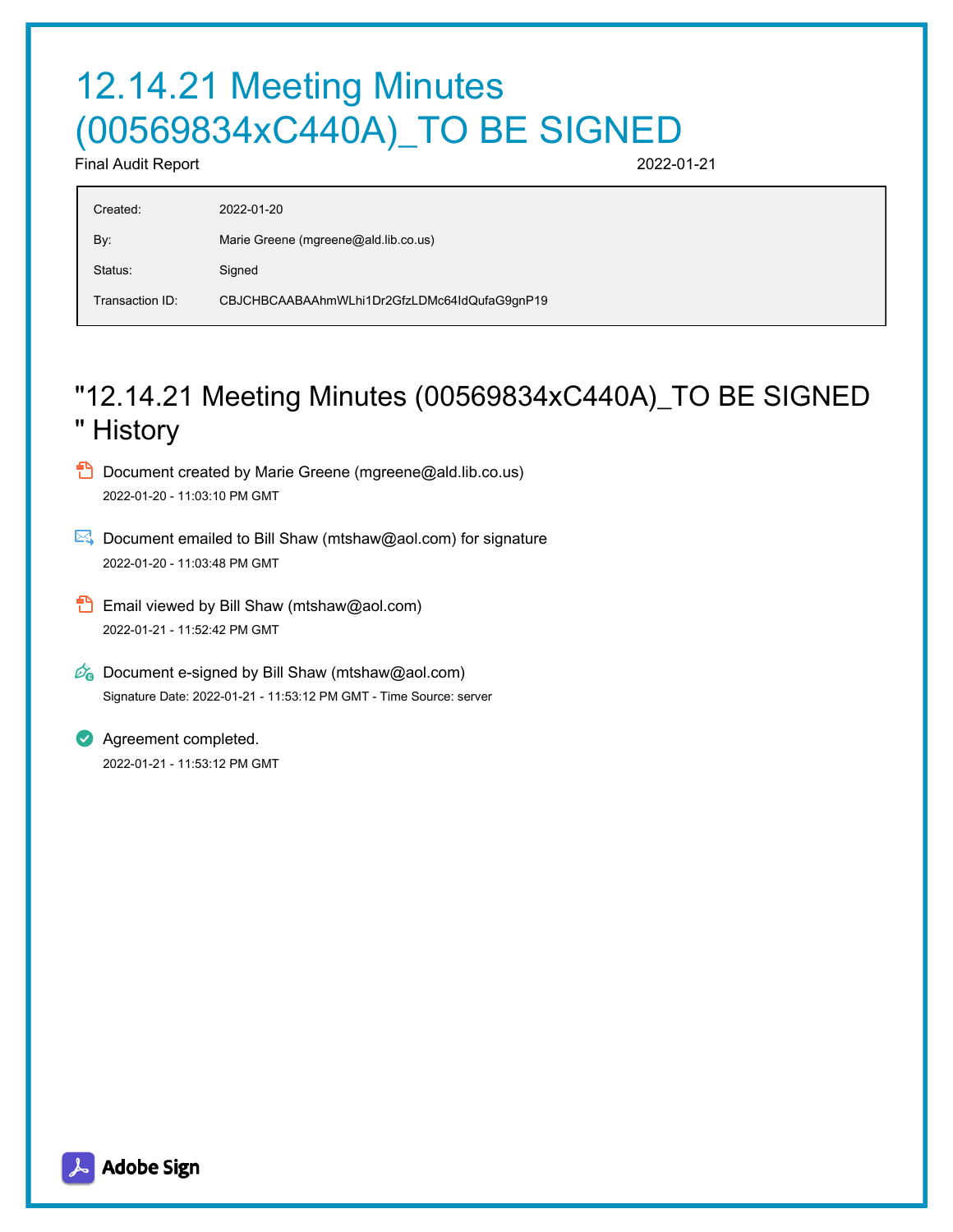# 12.14.21 Meeting Minutes (00569834xC440A)_TO BE SIGNED

Final Audit Report 2022-01-21

| | |
|---|---|
| Created: | 2022-01-20 |
| By: | Marie Greene (mgreene@ald.lib.co.us) |
| Status: | Signed |
| Transaction ID: | CBJCHBCAABAAhmWLhi1Dr2GfzLDMc64IdQufaG9gnP19 |

## "12.14.21 Meeting Minutes (00569834xC440A)_TO BE SIGNED " History

- Document created by Marie Greene (mgreene@ald.lib.co.us)
  2022-01-20 - 11:03:10 PM GMT

- Document emailed to Bill Shaw (mtshaw@aol.com) for signature
  2022-01-20 - 11:03:48 PM GMT

- Email viewed by Bill Shaw (mtshaw@aol.com)
  2022-01-21 - 11:52:42 PM GMT

- Document e-signed by Bill Shaw (mtshaw@aol.com)
  Signature Date: 2022-01-21 - 11:53:12 PM GMT - Time Source: server

- Agreement completed.
  2022-01-21 - 11:53:12 PM GMT

Adobe Sign